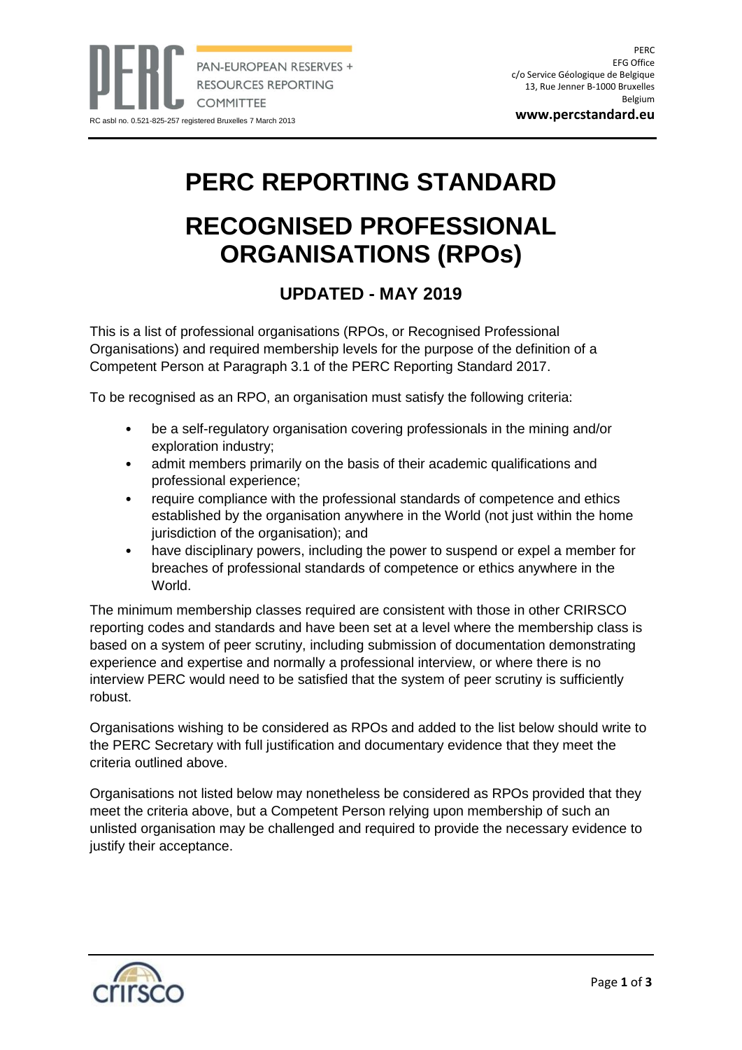PAN-EUROPEAN RESERVES + RESOURCES REPORTING COMMITTEE

RC asbl no. 0.521-825-257 registered Bruxelles 7 March 2013

PERC
EFG Office
c/o Service Géologique de Belgique
13, Rue Jenner B-1000 Bruxelles
Belgium
**www.percstandard.eu**

# PERC REPORTING STANDARD

# RECOGNISED PROFESSIONAL ORGANISATIONS (RPOs)

## UPDATED - MAY 2019

This is a list of professional organisations (RPOs, or Recognised Professional Organisations) and required membership levels for the purpose of the definition of a Competent Person at Paragraph 3.1 of the PERC Reporting Standard 2017.

To be recognised as an RPO, an organisation must satisfy the following criteria:

- be a self-regulatory organisation covering professionals in the mining and/or exploration industry;
- admit members primarily on the basis of their academic qualifications and professional experience;
- require compliance with the professional standards of competence and ethics established by the organisation anywhere in the World (not just within the home jurisdiction of the organisation); and
- have disciplinary powers, including the power to suspend or expel a member for breaches of professional standards of competence or ethics anywhere in the World.

The minimum membership classes required are consistent with those in other CRIRSCO reporting codes and standards and have been set at a level where the membership class is based on a system of peer scrutiny, including submission of documentation demonstrating experience and expertise and normally a professional interview, or where there is no interview PERC would need to be satisfied that the system of peer scrutiny is sufficiently robust.

Organisations wishing to be considered as RPOs and added to the list below should write to the PERC Secretary with full justification and documentary evidence that they meet the criteria outlined above.

Organisations not listed below may nonetheless be considered as RPOs provided that they meet the criteria above, but a Competent Person relying upon membership of such an unlisted organisation may be challenged and required to provide the necessary evidence to justify their acceptance.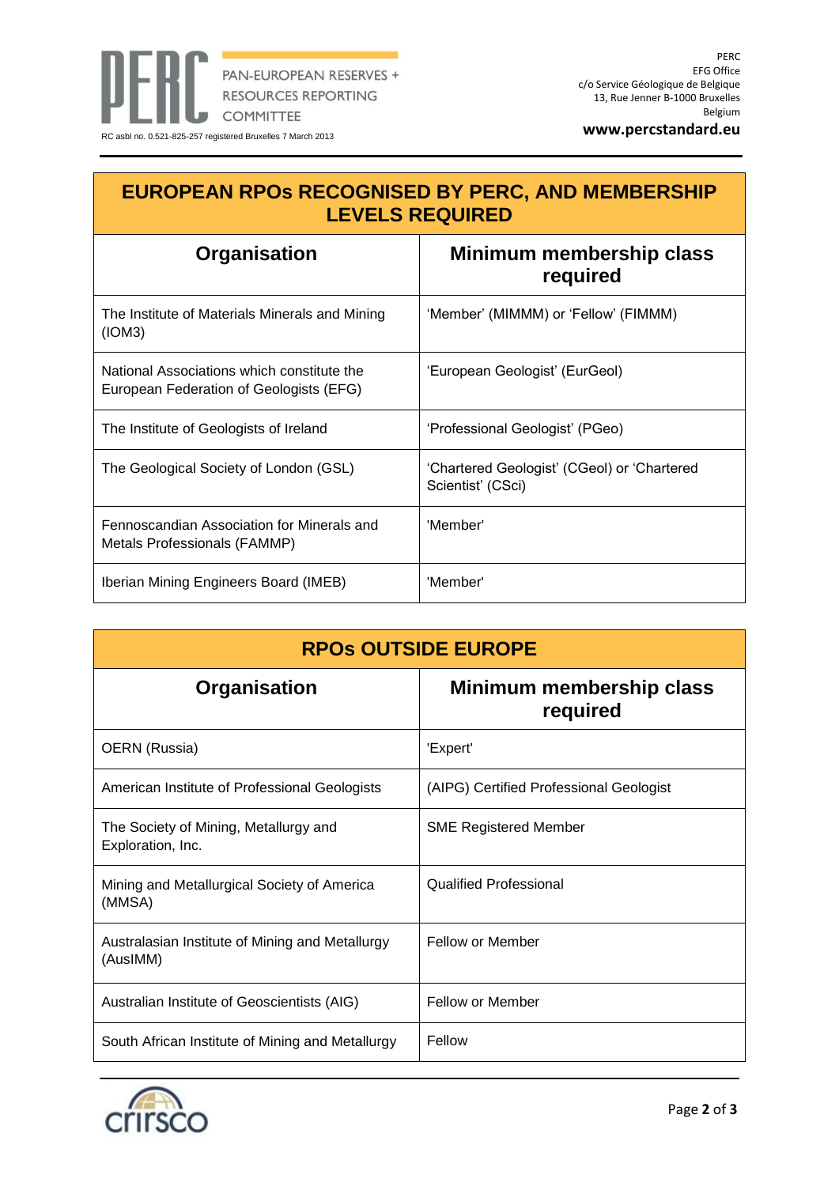## EUROPEAN RPOs RECOGNISED BY PERC, AND MEMBERSHIP LEVELS REQUIRED

| Organisation | Minimum membership class required |
|---|---|
| The Institute of Materials Minerals and Mining (IOM3) | 'Member' (MIMMM) or 'Fellow' (FIMMM) |
| National Associations which constitute the European Federation of Geologists (EFG) | 'European Geologist' (EurGeol) |
| The Institute of Geologists of Ireland | 'Professional Geologist' (PGeo) |
| The Geological Society of London (GSL) | 'Chartered Geologist' (CGeol) or 'Chartered Scientist' (CSci) |
| Fennoscandian Association for Minerals and Metals Professionals (FAMMP) | 'Member' |
| Iberian Mining Engineers Board (IMEB) | 'Member' |

## RPOs OUTSIDE EUROPE

| Organisation | Minimum membership class required |
|---|---|
| OERN (Russia) | 'Expert' |
| American Institute of Professional Geologists | (AIPG) Certified Professional Geologist |
| The Society of Mining, Metallurgy and Exploration, Inc. | SME Registered Member |
| Mining and Metallurgical Society of America (MMSA) | Qualified Professional |
| Australasian Institute of Mining and Metallurgy (AusIMM) | Fellow or Member |
| Australian Institute of Geoscientists (AIG) | Fellow or Member |
| South African Institute of Mining and Metallurgy | Fellow |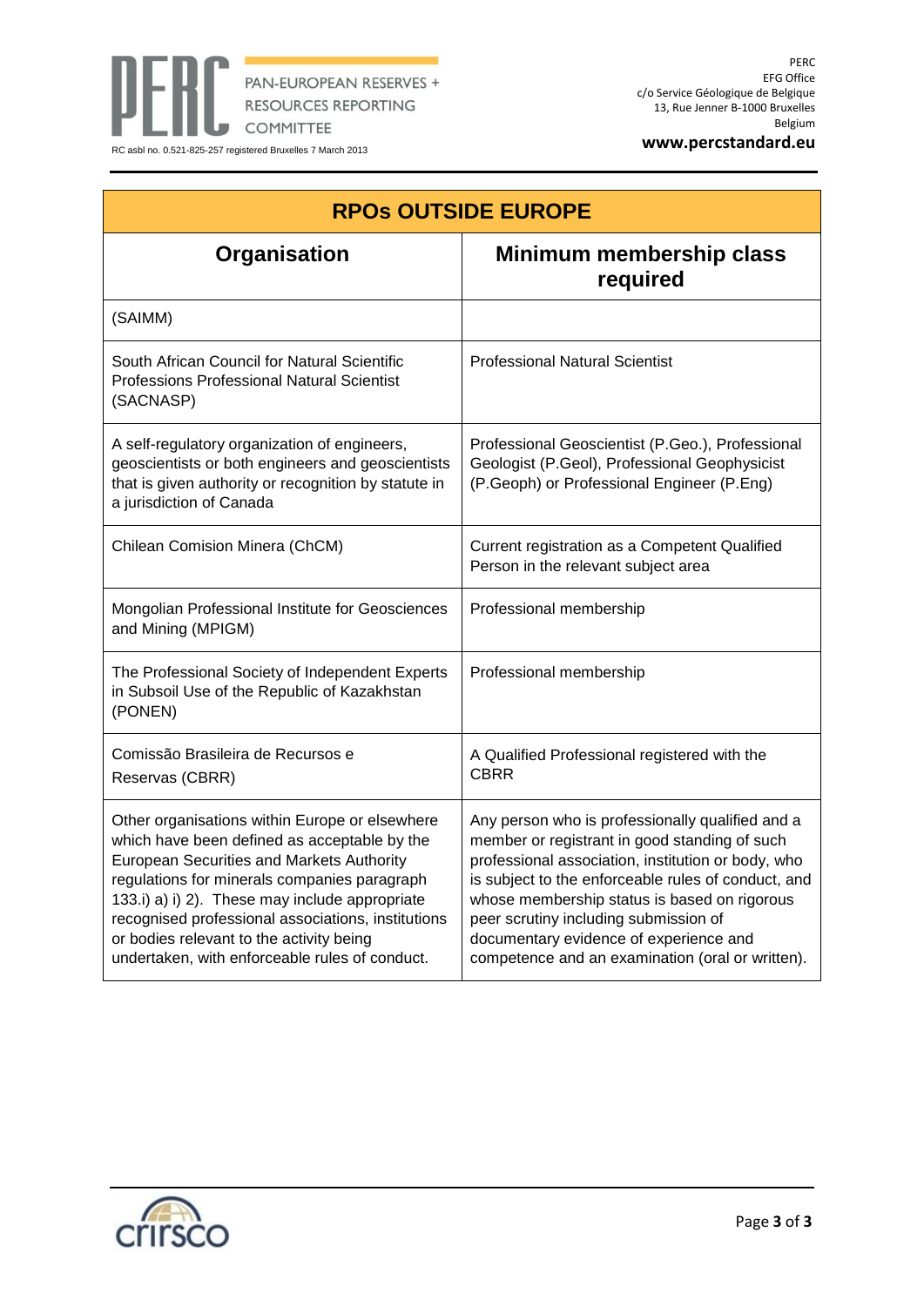| RPOs OUTSIDE EUROPE | |
|---|---|
| **Organisation** | **Minimum membership class required** |
| (SAIMM) | |
| South African Council for Natural Scientific Professions Professional Natural Scientist (SACNASP) | Professional Natural Scientist |
| A self-regulatory organization of engineers, geoscientists or both engineers and geoscientists that is given authority or recognition by statute in a jurisdiction of Canada | Professional Geoscientist (P.Geo.), Professional Geologist (P.Geol), Professional Geophysicist (P.Geoph) or Professional Engineer (P.Eng) |
| Chilean Comision Minera (ChCM) | Current registration as a Competent Qualified Person in the relevant subject area |
| Mongolian Professional Institute for Geosciences and Mining (MPIGM) | Professional membership |
| The Professional Society of Independent Experts in Subsoil Use of the Republic of Kazakhstan (PONEN) | Professional membership |
| Comissão Brasileira de Recursos e Reservas (CBRR) | A Qualified Professional registered with the CBRR |
| Other organisations within Europe or elsewhere which have been defined as acceptable by the European Securities and Markets Authority regulations for minerals companies paragraph 133.i) a) i) 2). These may include appropriate recognised professional associations, institutions or bodies relevant to the activity being undertaken, with enforceable rules of conduct. | Any person who is professionally qualified and a member or registrant in good standing of such professional association, institution or body, who is subject to the enforceable rules of conduct, and whose membership status is based on rigorous peer scrutiny including submission of documentary evidence of experience and competence and an examination (oral or written). |